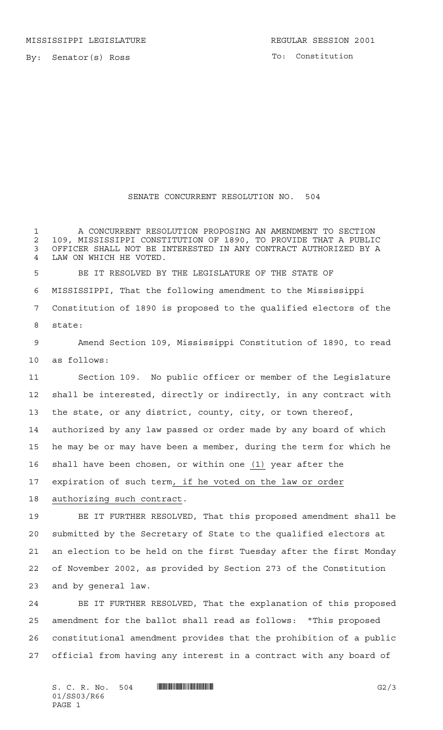MISSISSIPPI LEGISLATURE

REGULAR SESSION 2001

By: Senator(s) Ross

To: Constitution

# SENATE CONCURRENT RESOLUTION NO. 504

A CONCURRENT RESOLUTION PROPOSING AN AMENDMENT TO SECTION 109, MISSISSIPPI CONSTITUTION OF 1890, TO PROVIDE THAT A PUBLIC OFFICER SHALL NOT BE INTERESTED IN ANY CONTRACT AUTHORIZED BY A LAW ON WHICH HE VOTED.

BE IT RESOLVED BY THE LEGISLATURE OF THE STATE OF MISSISSIPPI, That the following amendment to the Mississippi Constitution of 1890 is proposed to the qualified electors of the state:

Amend Section 109, Mississippi Constitution of 1890, to read as follows:

Section 109. No public officer or member of the Legislature shall be interested, directly or indirectly, in any contract with the state, or any district, county, city, or town thereof, authorized by any law passed or order made by any board of which he may be or may have been a member, during the term for which he shall have been chosen, or within one <u>(1)</u> year after the expiration of such term<u>, if he voted on the law or order authorizing such contract</u>.

BE IT FURTHER RESOLVED, That this proposed amendment shall be submitted by the Secretary of State to the qualified electors at an election to be held on the first Tuesday after the first Monday of November 2002, as provided by Section 273 of the Constitution and by general law.

BE IT FURTHER RESOLVED, That the explanation of this proposed amendment for the ballot shall read as follows: "This proposed constitutional amendment provides that the prohibition of a public official from having any interest in a contract with any board of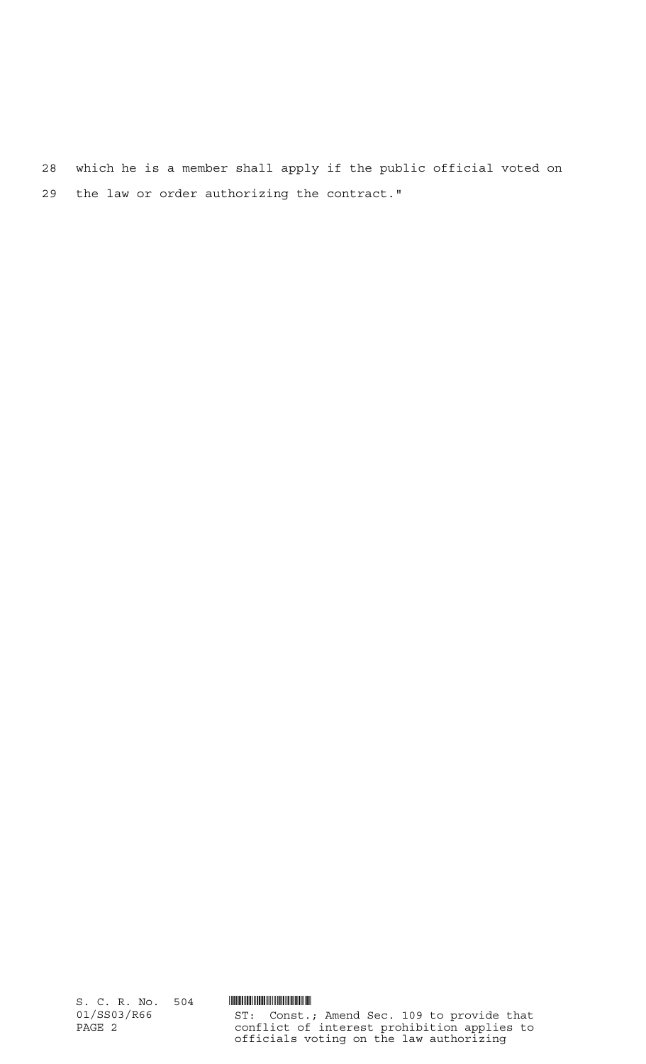28 which he is a member shall apply if the public official voted on

29 the law or order authorizing the contract."

S. C. R. No. 504
01/SS03/R66
PAGE 2

ST: Const.; Amend Sec. 109 to provide that conflict of interest prohibition applies to officials voting on the law authorizing